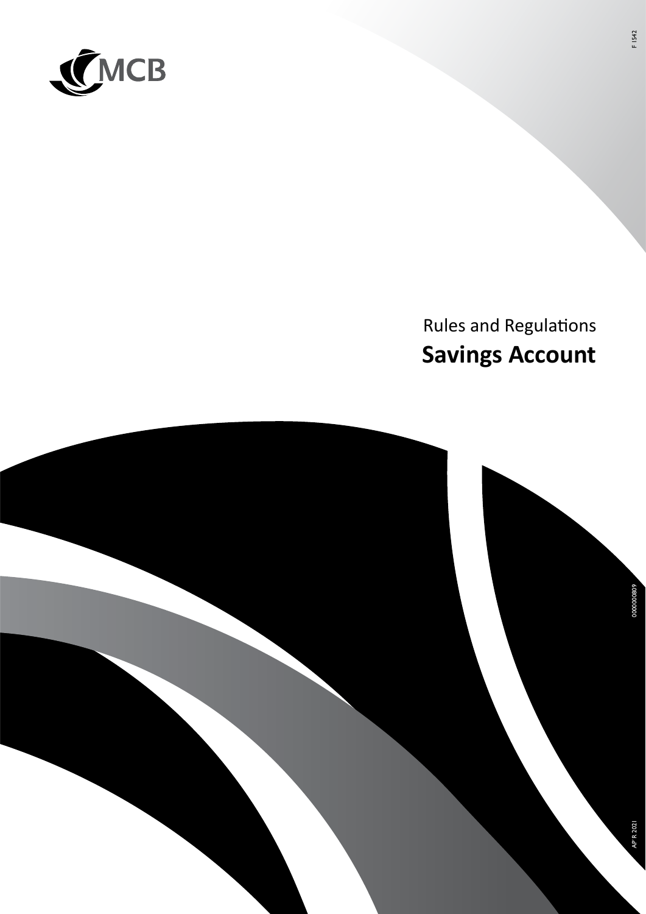MCB

Rules and Regulations

# Savings Account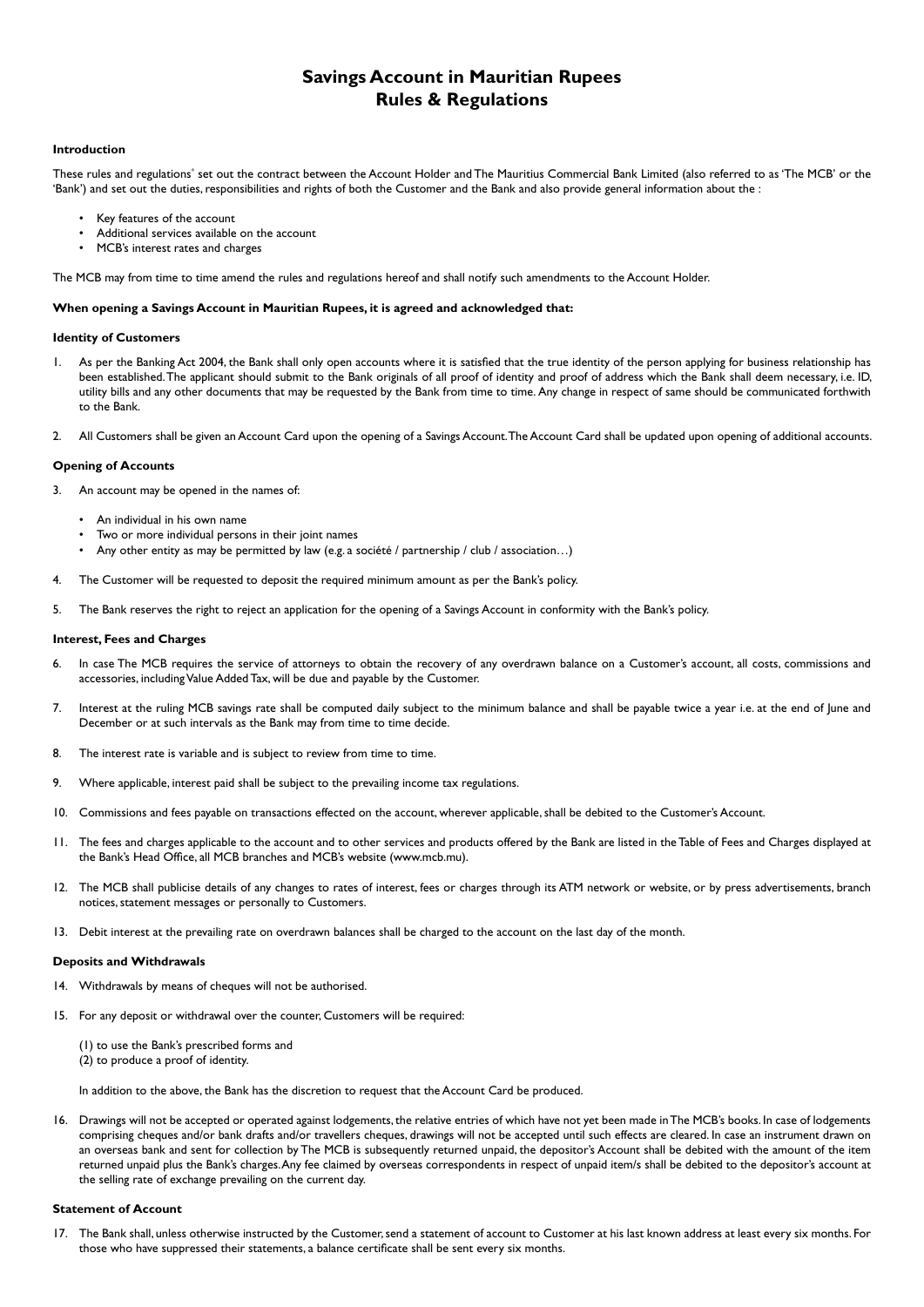# Savings Account in Mauritian Rupees
# Rules & Regulations

### Introduction

These rules and regulations* set out the contract between the Account Holder and The Mauritius Commercial Bank Limited (also referred to as 'The MCB' or the 'Bank') and set out the duties, responsibilities and rights of both the Customer and the Bank and also provide general information about the :

- Key features of the account
- Additional services available on the account
- MCB's interest rates and charges

The MCB may from time to time amend the rules and regulations hereof and shall notify such amendments to the Account Holder.

**When opening a Savings Account in Mauritian Rupees, it is agreed and acknowledged that:**

### Identity of Customers

1. As per the Banking Act 2004, the Bank shall only open accounts where it is satisfied that the true identity of the person applying for business relationship has been established. The applicant should submit to the Bank originals of all proof of identity and proof of address which the Bank shall deem necessary, i.e. ID, utility bills and any other documents that may be requested by the Bank from time to time. Any change in respect of same should be communicated forthwith to the Bank.

2. All Customers shall be given an Account Card upon the opening of a Savings Account. The Account Card shall be updated upon opening of additional accounts.

### Opening of Accounts

3. An account may be opened in the names of:
   - An individual in his own name
   - Two or more individual persons in their joint names
   - Any other entity as may be permitted by law (e.g. a société / partnership / club / association…)

4. The Customer will be requested to deposit the required minimum amount as per the Bank's policy.

5. The Bank reserves the right to reject an application for the opening of a Savings Account in conformity with the Bank's policy.

### Interest, Fees and Charges

6. In case The MCB requires the service of attorneys to obtain the recovery of any overdrawn balance on a Customer's account, all costs, commissions and accessories, including Value Added Tax, will be due and payable by the Customer.

7. Interest at the ruling MCB savings rate shall be computed daily subject to the minimum balance and shall be payable twice a year i.e. at the end of June and December or at such intervals as the Bank may from time to time decide.

8. The interest rate is variable and is subject to review from time to time.

9. Where applicable, interest paid shall be subject to the prevailing income tax regulations.

10. Commissions and fees payable on transactions effected on the account, wherever applicable, shall be debited to the Customer's Account.

11. The fees and charges applicable to the account and to other services and products offered by the Bank are listed in the Table of Fees and Charges displayed at the Bank's Head Office, all MCB branches and MCB's website (www.mcb.mu).

12. The MCB shall publicise details of any changes to rates of interest, fees or charges through its ATM network or website, or by press advertisements, branch notices, statement messages or personally to Customers.

13. Debit interest at the prevailing rate on overdrawn balances shall be charged to the account on the last day of the month.

### Deposits and Withdrawals

14. Withdrawals by means of cheques will not be authorised.

15. For any deposit or withdrawal over the counter, Customers will be required:

   (1) to use the Bank's prescribed forms and
   (2) to produce a proof of identity.

   In addition to the above, the Bank has the discretion to request that the Account Card be produced.

16. Drawings will not be accepted or operated against lodgements, the relative entries of which have not yet been made in The MCB's books. In case of lodgements comprising cheques and/or bank drafts and/or travellers cheques, drawings will not be accepted until such effects are cleared. In case an instrument drawn on an overseas bank and sent for collection by The MCB is subsequently returned unpaid, the depositor's Account shall be debited with the amount of the item returned unpaid plus the Bank's charges. Any fee claimed by overseas correspondents in respect of unpaid item/s shall be debited to the depositor's account at the selling rate of exchange prevailing on the current day.

### Statement of Account

17. The Bank shall, unless otherwise instructed by the Customer, send a statement of account to Customer at his last known address at least every six months. For those who have suppressed their statements, a balance certificate shall be sent every six months.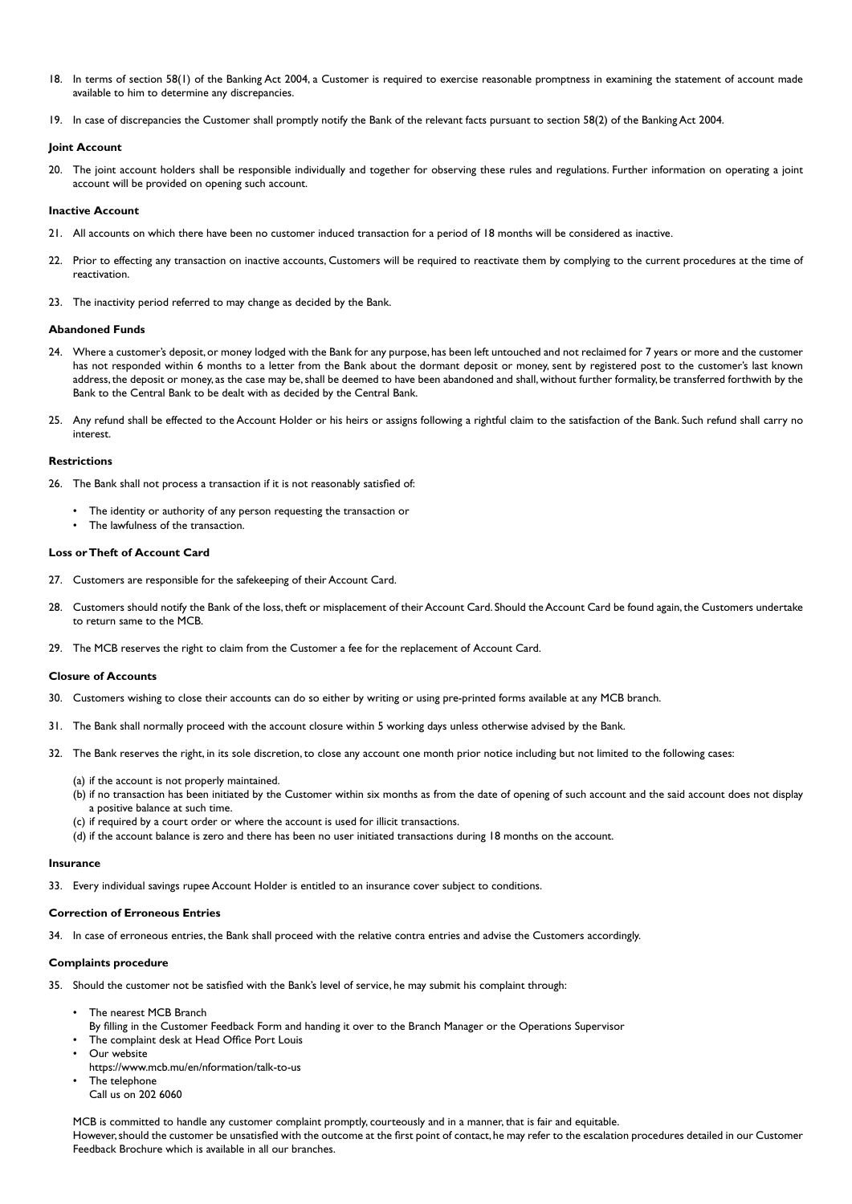18. In terms of section 58(1) of the Banking Act 2004, a Customer is required to exercise reasonable promptness in examining the statement of account made available to him to determine any discrepancies.

19. In case of discrepancies the Customer shall promptly notify the Bank of the relevant facts pursuant to section 58(2) of the Banking Act 2004.

#### Joint Account

20. The joint account holders shall be responsible individually and together for observing these rules and regulations. Further information on operating a joint account will be provided on opening such account.

#### Inactive Account

21. All accounts on which there have been no customer induced transaction for a period of 18 months will be considered as inactive.

22. Prior to effecting any transaction on inactive accounts, Customers will be required to reactivate them by complying to the current procedures at the time of reactivation.

23. The inactivity period referred to may change as decided by the Bank.

#### Abandoned Funds

24. Where a customer's deposit, or money lodged with the Bank for any purpose, has been left untouched and not reclaimed for 7 years or more and the customer has not responded within 6 months to a letter from the Bank about the dormant deposit or money, sent by registered post to the customer's last known address, the deposit or money, as the case may be, shall be deemed to have been abandoned and shall, without further formality, be transferred forthwith by the Bank to the Central Bank to be dealt with as decided by the Central Bank.

25. Any refund shall be effected to the Account Holder or his heirs or assigns following a rightful claim to the satisfaction of the Bank. Such refund shall carry no interest.

#### Restrictions

26. The Bank shall not process a transaction if it is not reasonably satisfied of:
    - The identity or authority of any person requesting the transaction or
    - The lawfulness of the transaction.

#### Loss or Theft of Account Card

27. Customers are responsible for the safekeeping of their Account Card.

28. Customers should notify the Bank of the loss, theft or misplacement of their Account Card. Should the Account Card be found again, the Customers undertake to return same to the MCB.

29. The MCB reserves the right to claim from the Customer a fee for the replacement of Account Card.

#### Closure of Accounts

30. Customers wishing to close their accounts can do so either by writing or using pre-printed forms available at any MCB branch.

31. The Bank shall normally proceed with the account closure within 5 working days unless otherwise advised by the Bank.

32. The Bank reserves the right, in its sole discretion, to close any account one month prior notice including but not limited to the following cases:

    (a) if the account is not properly maintained.
    (b) if no transaction has been initiated by the Customer within six months as from the date of opening of such account and the said account does not display a positive balance at such time.
    (c) if required by a court order or where the account is used for illicit transactions.
    (d) if the account balance is zero and there has been no user initiated transactions during 18 months on the account.

#### Insurance

33. Every individual savings rupee Account Holder is entitled to an insurance cover subject to conditions.

#### Correction of Erroneous Entries

34. In case of erroneous entries, the Bank shall proceed with the relative contra entries and advise the Customers accordingly.

#### Complaints procedure

35. Should the customer not be satisfied with the Bank's level of service, he may submit his complaint through:

    - The nearest MCB Branch
      By filling in the Customer Feedback Form and handing it over to the Branch Manager or the Operations Supervisor
    - The complaint desk at Head Office Port Louis
    - Our website
      https://www.mcb.mu/en/nformation/talk-to-us
    - The telephone
      Call us on 202 6060

    MCB is committed to handle any customer complaint promptly, courteously and in a manner, that is fair and equitable.
    However, should the customer be unsatisfied with the outcome at the first point of contact, he may refer to the escalation procedures detailed in our Customer Feedback Brochure which is available in all our branches.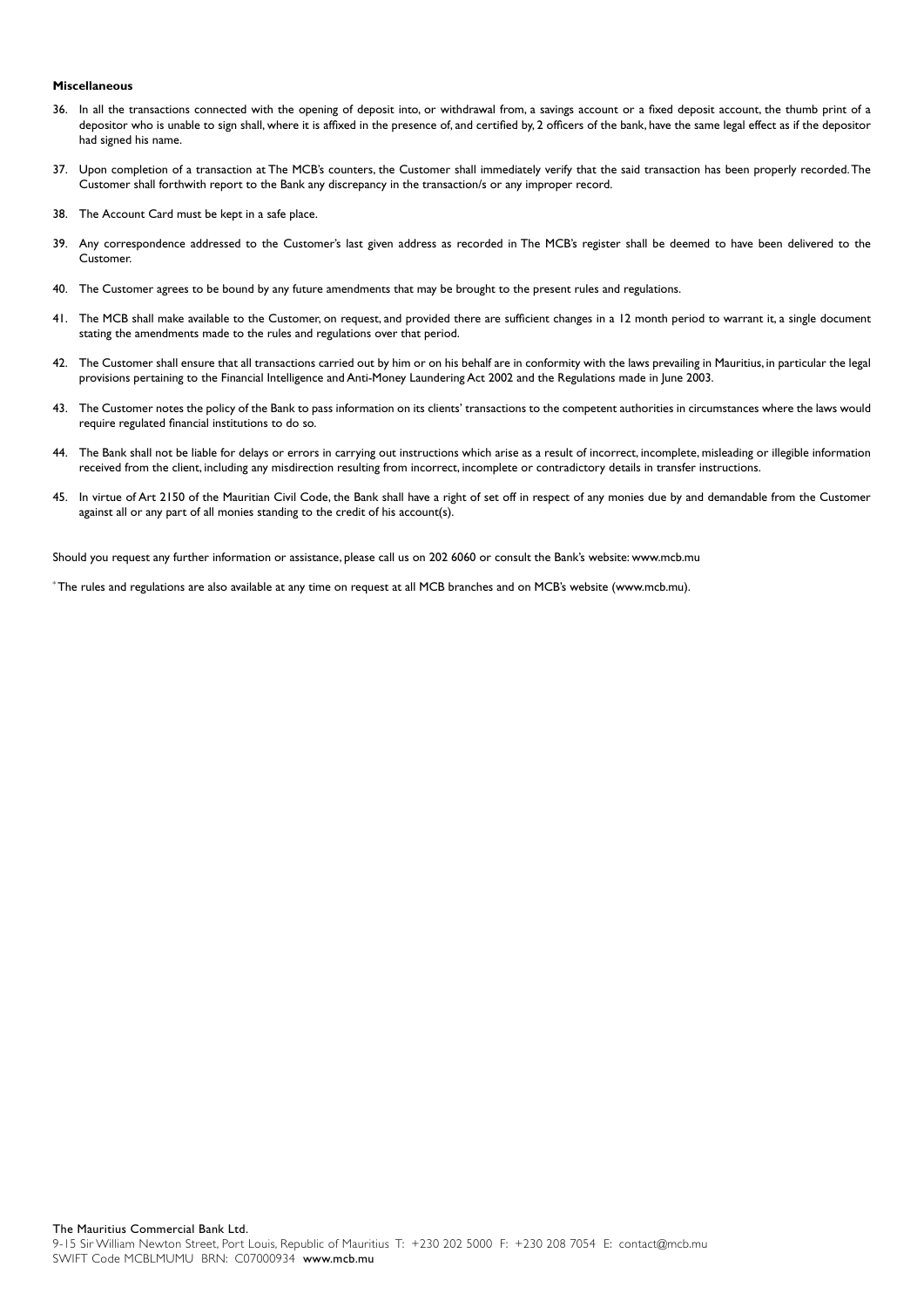**Miscellaneous**

36. In all the transactions connected with the opening of deposit into, or withdrawal from, a savings account or a fixed deposit account, the thumb print of a depositor who is unable to sign shall, where it is affixed in the presence of, and certified by, 2 officers of the bank, have the same legal effect as if the depositor had signed his name.

37. Upon completion of a transaction at The MCB's counters, the Customer shall immediately verify that the said transaction has been properly recorded. The Customer shall forthwith report to the Bank any discrepancy in the transaction/s or any improper record.

38. The Account Card must be kept in a safe place.

39. Any correspondence addressed to the Customer's last given address as recorded in The MCB's register shall be deemed to have been delivered to the Customer.

40. The Customer agrees to be bound by any future amendments that may be brought to the present rules and regulations.

41. The MCB shall make available to the Customer, on request, and provided there are sufficient changes in a 12 month period to warrant it, a single document stating the amendments made to the rules and regulations over that period.

42. The Customer shall ensure that all transactions carried out by him or on his behalf are in conformity with the laws prevailing in Mauritius, in particular the legal provisions pertaining to the Financial Intelligence and Anti-Money Laundering Act 2002 and the Regulations made in June 2003.

43. The Customer notes the policy of the Bank to pass information on its clients' transactions to the competent authorities in circumstances where the laws would require regulated financial institutions to do so.

44. The Bank shall not be liable for delays or errors in carrying out instructions which arise as a result of incorrect, incomplete, misleading or illegible information received from the client, including any misdirection resulting from incorrect, incomplete or contradictory details in transfer instructions.

45. In virtue of Art 2150 of the Mauritian Civil Code, the Bank shall have a right of set off in respect of any monies due by and demandable from the Customer against all or any part of all monies standing to the credit of his account(s).

Should you request any further information or assistance, please call us on 202 6060 or consult the Bank's website: www.mcb.mu

*The rules and regulations are also available at any time on request at all MCB branches and on MCB's website (www.mcb.mu).

The Mauritius Commercial Bank Ltd.
9-15 Sir William Newton Street, Port Louis, Republic of Mauritius T: +230 202 5000 F: +230 208 7054 E: contact@mcb.mu
SWIFT Code MCBLMUMU BRN: C07000934 **www.mcb.mu**